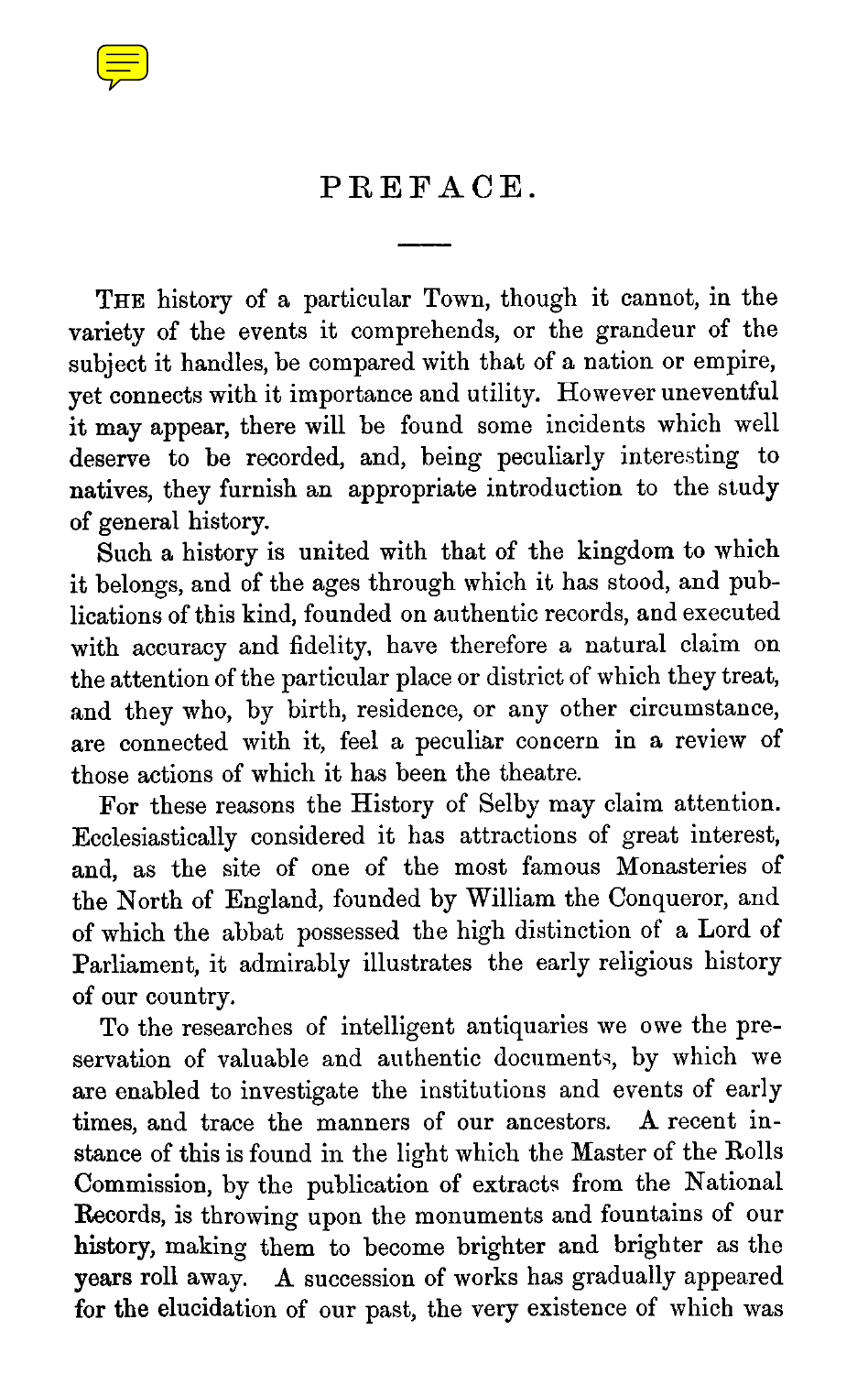# PREFACE.

THE history of a particular Town, though it cannot, in the variety of the events it comprehends, or the grandeur of the subject it handles, be compared with that of a nation or empire, yet connects with it importance and utility. However uneventful it may appear, there will be found some incidents which well deserve to be recorded, and, being peculiarly interesting to natives, they furnish an appropriate introduction to the study of general history.

Such a history is united with that of the kingdom to which it belongs, and of the ages through which it has stood, and publications of this kind, founded on authentic records, and executed with accuracy and fidelity, have therefore a natural claim on the attention of the particular place or district of which they treat, and they who, by birth, residence, or any other circumstance, are connected with it, feel a peculiar concern in a review of those actions of which it has been the theatre.

For these reasons the History of Selby may claim attention. Ecclesiastically considered it has attractions of great interest, and, as the site of one of the most famous Monasteries of the North of England, founded by William the Conqueror, and of which the abbat possessed the high distinction of a Lord of Parliament, it admirably illustrates the early religious history of our country.

To the researches of intelligent antiquaries we owe the preservation of valuable and authentic documents, by which we are enabled to investigate the institutions and events of early times, and trace the manners of our ancestors. A recent instance of this is found in the light which the Master of the Rolls Commission, by the publication of extracts from the National Records, is throwing upon the monuments and fountains of our history, making them to become brighter and brighter as the years roll away. A succession of works has gradually appeared for the elucidation of our past, the very existence of which was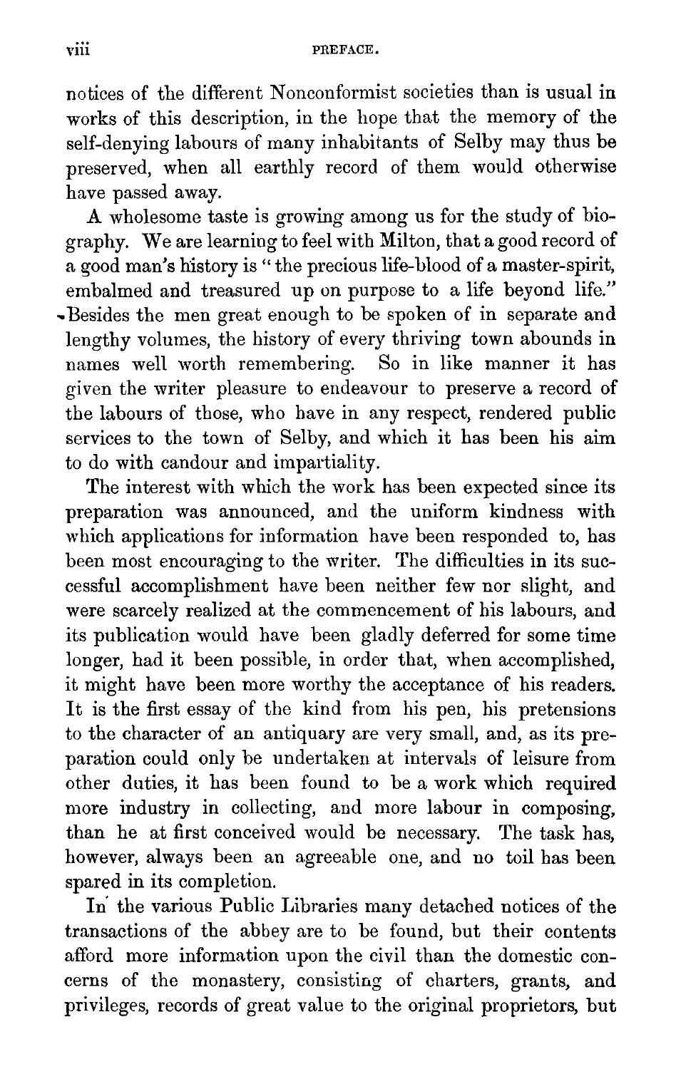notices of the different Nonconformist societies than is usual in works of this description, in the hope that the memory of the self-denying labours of many inhabitants of Selby may thus be preserved, when all earthly record of them would otherwise have passed away.

A wholesome taste is growing among us for the study of biography. We are learning to feel with Milton, that a good record of a good man's history is "the precious life-blood of a master-spirit, embalmed and treasured up on purpose to a life beyond life." Besides the men great enough to be spoken of in separate and lengthy volumes, the history of every thriving town abounds in names well worth remembering. So in like manner it has given the writer pleasure to endeavour to preserve a record of the labours of those, who have in any respect, rendered public services to the town of Selby, and which it has been his aim to do with candour and impartiality.

The interest with which the work has been expected since its preparation was announced, and the uniform kindness with which applications for information have been responded to, has been most encouraging to the writer. The difficulties in its successful accomplishment have been neither few nor slight, and were scarcely realized at the commencement of his labours, and its publication would have been gladly deferred for some time longer, had it been possible, in order that, when accomplished, it might have been more worthy the acceptance of his readers. It is the first essay of the kind from his pen, his pretensions to the character of an antiquary are very small, and, as its preparation could only be undertaken at intervals of leisure from other duties, it has been found to be a work which required more industry in collecting, and more labour in composing, than he at first conceived would be necessary. The task has, however, always been an agreeable one, and no toil has been spared in its completion.

In the various Public Libraries many detached notices of the transactions of the abbey are to be found, but their contents afford more information upon the civil than the domestic concerns of the monastery, consisting of charters, grants, and privileges, records of great value to the original proprietors, but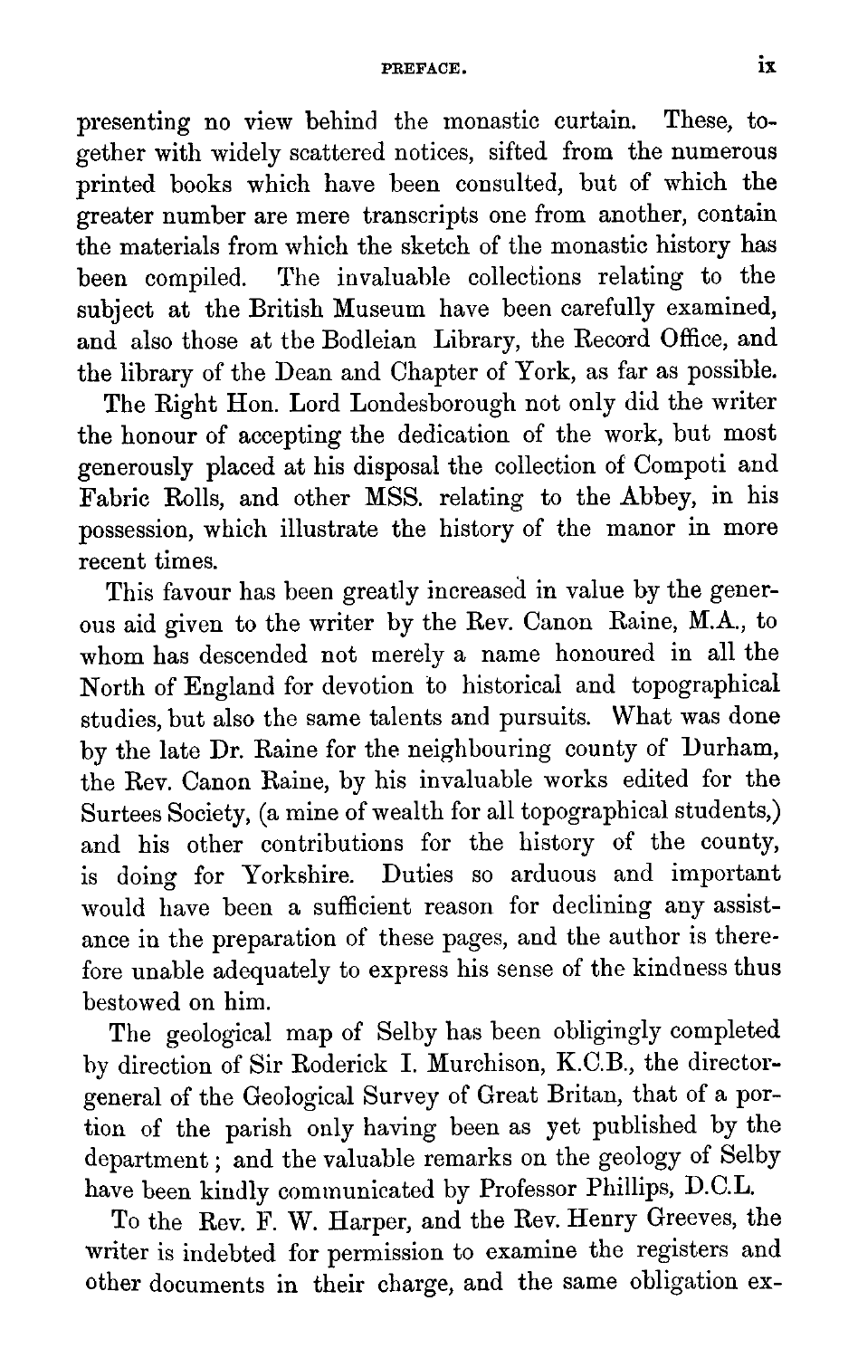presenting no view behind the monastic curtain. These, together with widely scattered notices, sifted from the numerous printed books which have been consulted, but of which the greater number are mere transcripts one from another, contain the materials from which the sketch of the monastic history has been compiled. The invaluable collections relating to the subject at the British Museum have been carefully examined, and also those at the Bodleian Library, the Record Office, and the library of the Dean and Chapter of York, as far as possible.

The Right Hon. Lord Londesborough not only did the writer the honour of accepting the dedication of the work, but most generously placed at his disposal the collection of Compoti and Fabric Rolls, and other MSS. relating to the Abbey, in his possession, which illustrate the history of the manor in more recent times.

This favour has been greatly increased in value by the generous aid given to the writer by the Rev. Canon Raine, M.A., to whom has descended not merely a name honoured in all the North of England for devotion to historical and topographical studies, but also the same talents and pursuits. What was done by the late Dr. Raine for the neighbouring county of Durham, the Rev. Canon Raine, by his invaluable works edited for the Surtees Society, (a mine of wealth for all topographical students,) and his other contributions for the history of the county, is doing for Yorkshire. Duties so arduous and important would have been a sufficient reason for declining any assistance in the preparation of these pages, and the author is therefore unable adequately to express his sense of the kindness thus bestowed on him.

The geological map of Selby has been obligingly completed by direction of Sir Roderick I. Murchison, K.C.B., the director-general of the Geological Survey of Great Britan, that of a portion of the parish only having been as yet published by the department; and the valuable remarks on the geology of Selby have been kindly communicated by Professor Phillips, D.C.L.

To the Rev. F. W. Harper, and the Rev. Henry Greeves, the writer is indebted for permission to examine the registers and other documents in their charge, and the same obligation ex-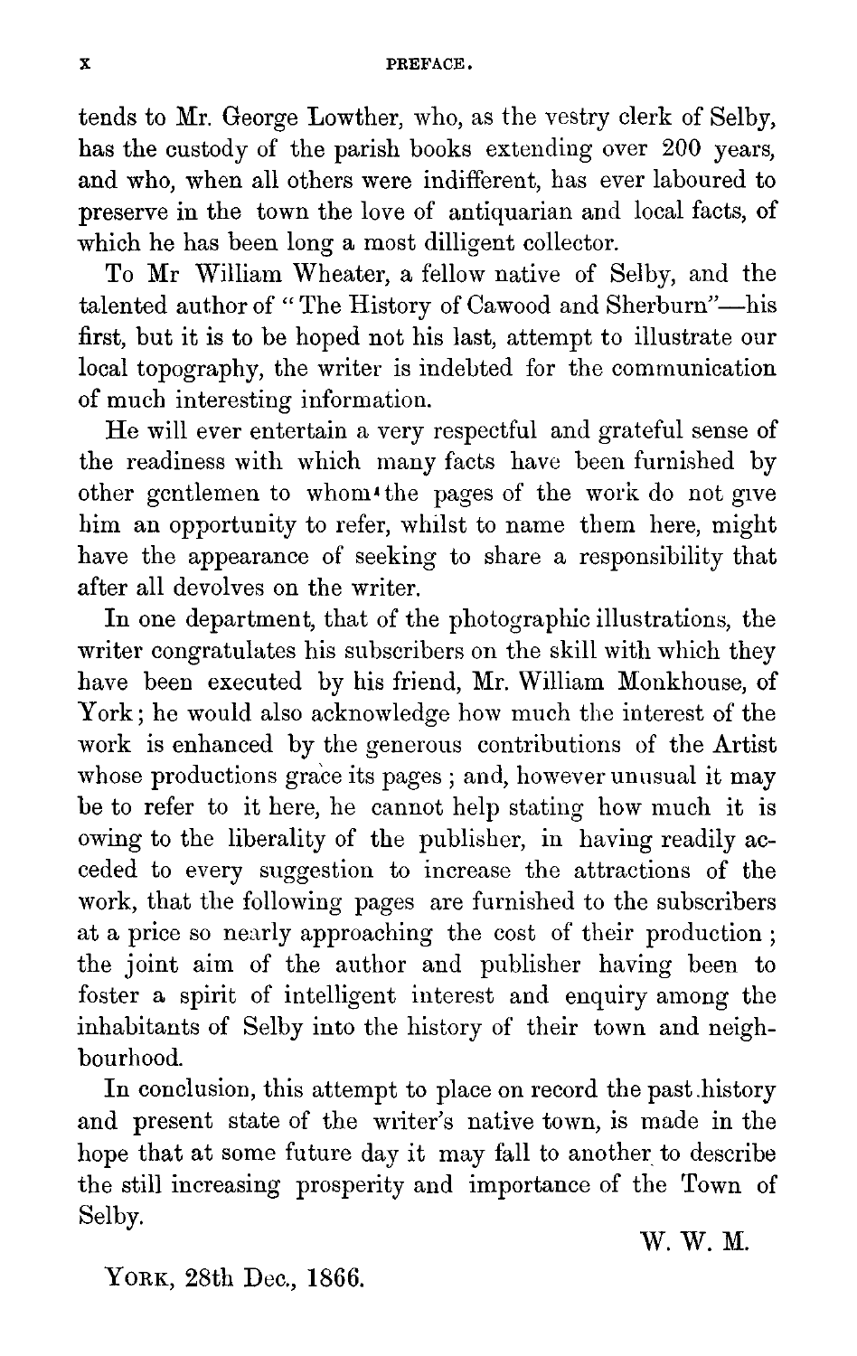tends to Mr. George Lowther, who, as the vestry clerk of Selby, has the custody of the parish books extending over 200 years, and who, when all others were indifferent, has ever laboured to preserve in the town the love of antiquarian and local facts, of which he has been long a most dilligent collector.

To Mr William Wheater, a fellow native of Selby, and the talented author of "The History of Cawood and Sherburn"—his first, but it is to be hoped not his last, attempt to illustrate our local topography, the writer is indebted for the communication of much interesting information.

He will ever entertain a very respectful and grateful sense of the readiness with which many facts have been furnished by other gentlemen to whom the pages of the work do not give him an opportunity to refer, whilst to name them here, might have the appearance of seeking to share a responsibility that after all devolves on the writer.

In one department, that of the photographic illustrations, the writer congratulates his subscribers on the skill with which they have been executed by his friend, Mr. William Monkhouse, of York; he would also acknowledge how much the interest of the work is enhanced by the generous contributions of the Artist whose productions grace its pages; and, however unusual it may be to refer to it here, he cannot help stating how much it is owing to the liberality of the publisher, in having readily acceded to every suggestion to increase the attractions of the work, that the following pages are furnished to the subscribers at a price so nearly approaching the cost of their production; the joint aim of the author and publisher having been to foster a spirit of intelligent interest and enquiry among the inhabitants of Selby into the history of their town and neighbourhood.

In conclusion, this attempt to place on record the past history and present state of the writer's native town, is made in the hope that at some future day it may fall to another to describe the still increasing prosperity and importance of the Town of Selby.

W. W. M.

YORK, 28th Dec., 1866.